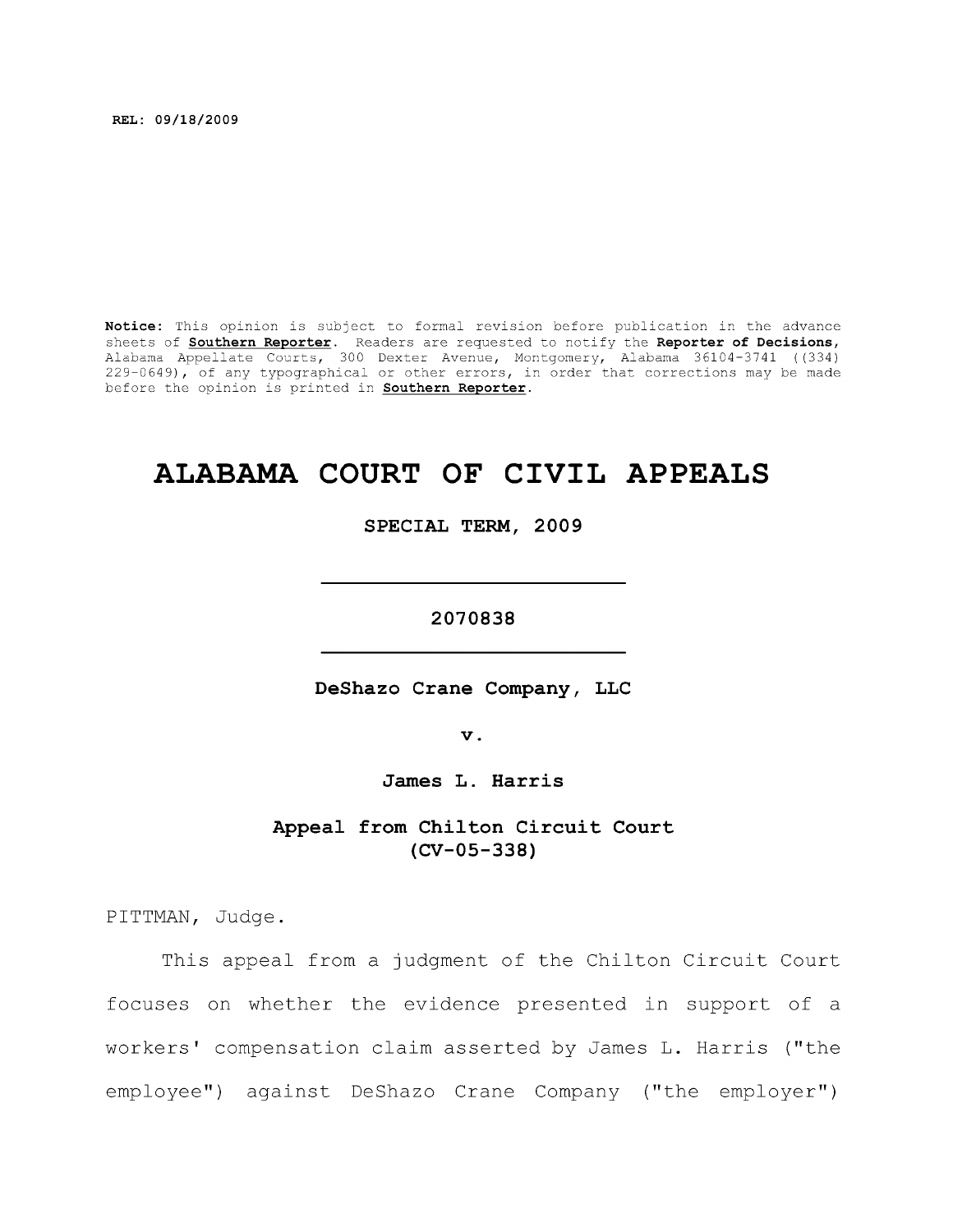REL: 09/18/2009

**Notice:** This opinion is subject to formal revision before publication in the advance sheets of **Southern Reporter**. Readers are requested to notify the **Reporter of Decisions**, Alabama Appellate Courts, 300 Dexter Avenue, Montgomery, Alabama 36104-3741 ((334) 229-0649), of any typographical or other errors, in order that corrections may be made before the opinion is printed in **Southern Reporter**.

# ALABAMA COURT OF CIVIL APPEALS

**SPECIAL TERM, 2009**

---

**2070838**

---

**DeShazo Crane Company, LLC**

**v.**

**James L. Harris**

**Appeal from Chilton Circuit Court (CV-05-338)**

PITTMAN, Judge.

This appeal from a judgment of the Chilton Circuit Court focuses on whether the evidence presented in support of a workers' compensation claim asserted by James L. Harris ("the employee") against DeShazo Crane Company ("the employer")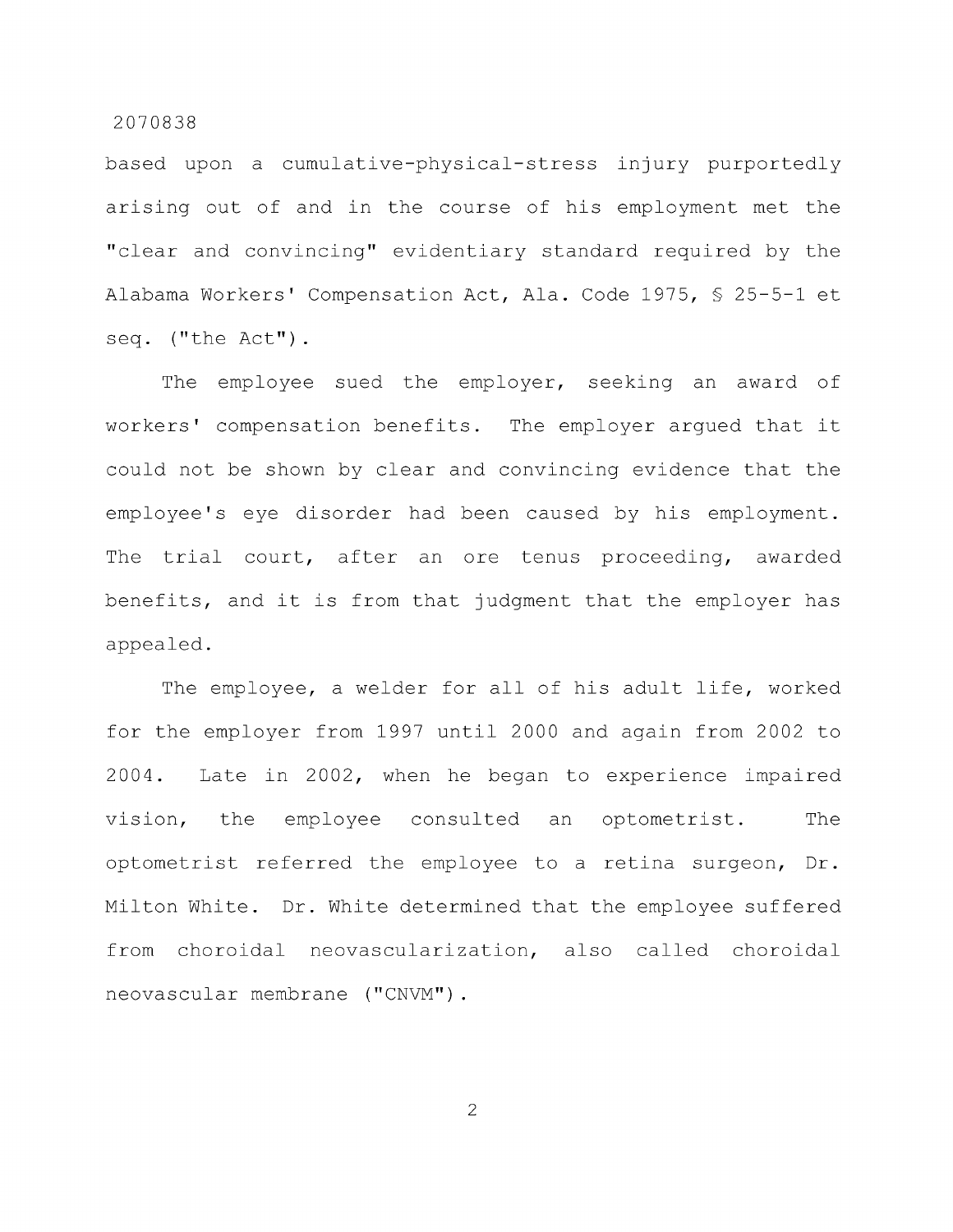based upon a cumulative-physical-stress injury purportedly arising out of and in the course of his employment met the "clear and convincing" evidentiary standard required by the Alabama Workers' Compensation Act, Ala. Code 1975, § 25-5-1 et seq. ("the Act").

The employee sued the employer, seeking an award of workers' compensation benefits. The employer argued that it could not be shown by clear and convincing evidence that the employee's eye disorder had been caused by his employment. The trial court, after an ore tenus proceeding, awarded benefits, and it is from that judgment that the employer has appealed.

The employee, a welder for all of his adult life, worked for the employer from 1997 until 2000 and again from 2002 to 2004. Late in 2002, when he began to experience impaired vision, the employee consulted an optometrist. The optometrist referred the employee to a retina surgeon, Dr. Milton White. Dr. White determined that the employee suffered from choroidal neovascularization, also called choroidal neovascular membrane ("CNVM").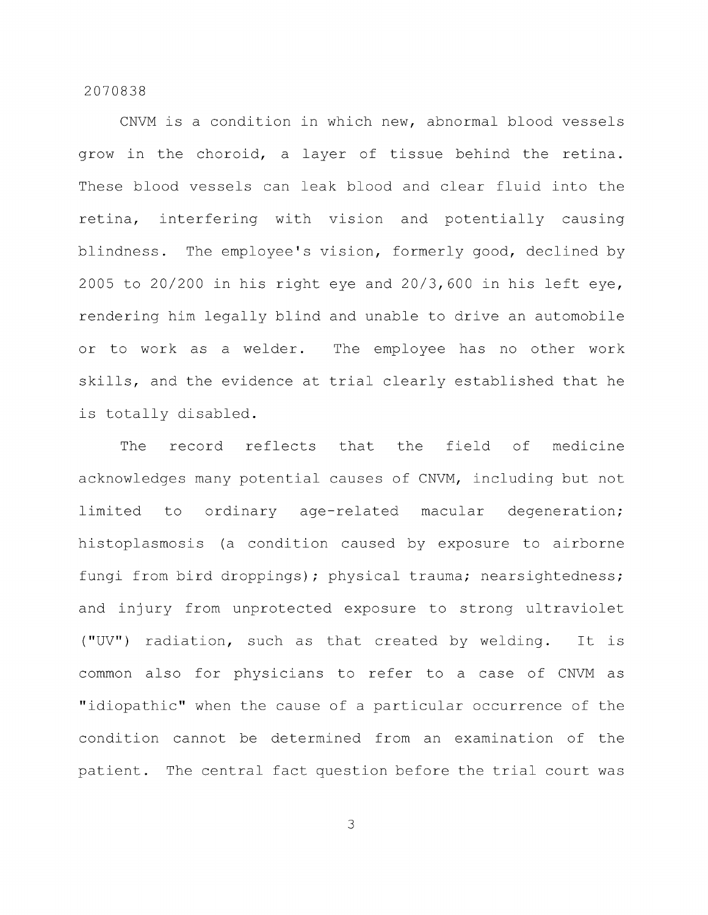CNVM is a condition in which new, abnormal blood vessels grow in the choroid, a layer of tissue behind the retina. These blood vessels can leak blood and clear fluid into the retina, interfering with vision and potentially causing blindness. The employee's vision, formerly good, declined by 2005 to 20/200 in his right eye and 20/3,600 in his left eye, rendering him legally blind and unable to drive an automobile or to work as a welder. The employee has no other work skills, and the evidence at trial clearly established that he is totally disabled.

The record reflects that the field of medicine acknowledges many potential causes of CNVM, including but not limited to ordinary age-related macular degeneration; histoplasmosis (a condition caused by exposure to airborne fungi from bird droppings); physical trauma; nearsightedness; and injury from unprotected exposure to strong ultraviolet ("UV") radiation, such as that created by welding. It is common also for physicians to refer to a case of CNVM as "idiopathic" when the cause of a particular occurrence of the condition cannot be determined from an examination of the patient. The central fact question before the trial court was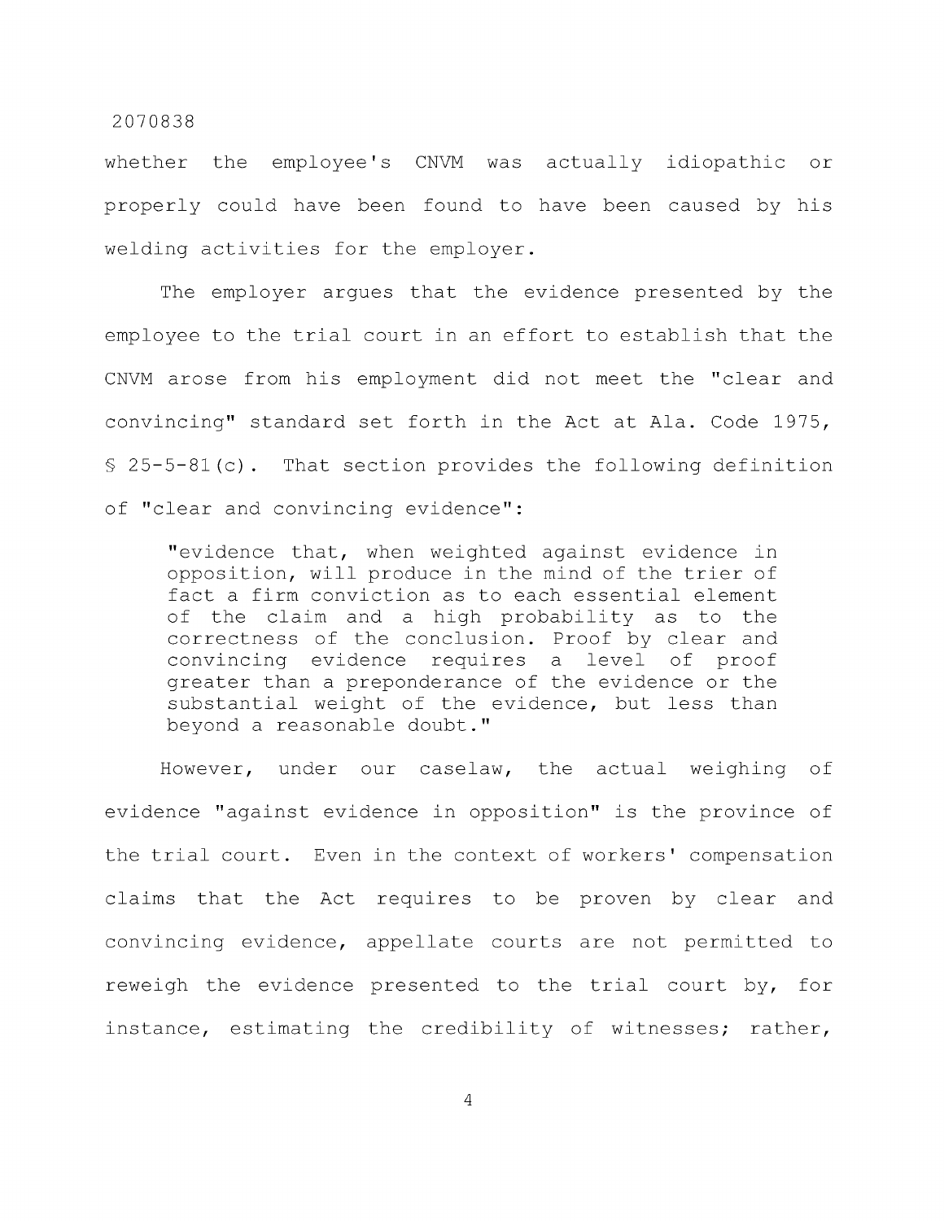whether the employee's CNVM was actually idiopathic or properly could have been found to have been caused by his welding activities for the employer.

The employer argues that the evidence presented by the employee to the trial court in an effort to establish that the CNVM arose from his employment did not meet the "clear and convincing" standard set forth in the Act at Ala. Code 1975, § 25-5-81(c). That section provides the following definition of "clear and convincing evidence":

> "evidence that, when weighted against evidence in opposition, will produce in the mind of the trier of fact a firm conviction as to each essential element of the claim and a high probability as to the correctness of the conclusion. Proof by clear and convincing evidence requires a level of proof greater than a preponderance of the evidence or the substantial weight of the evidence, but less than beyond a reasonable doubt."

However, under our caselaw, the actual weighing of evidence "against evidence in opposition" is the province of the trial court. Even in the context of workers' compensation claims that the Act requires to be proven by clear and convincing evidence, appellate courts are not permitted to reweigh the evidence presented to the trial court by, for instance, estimating the credibility of witnesses; rather,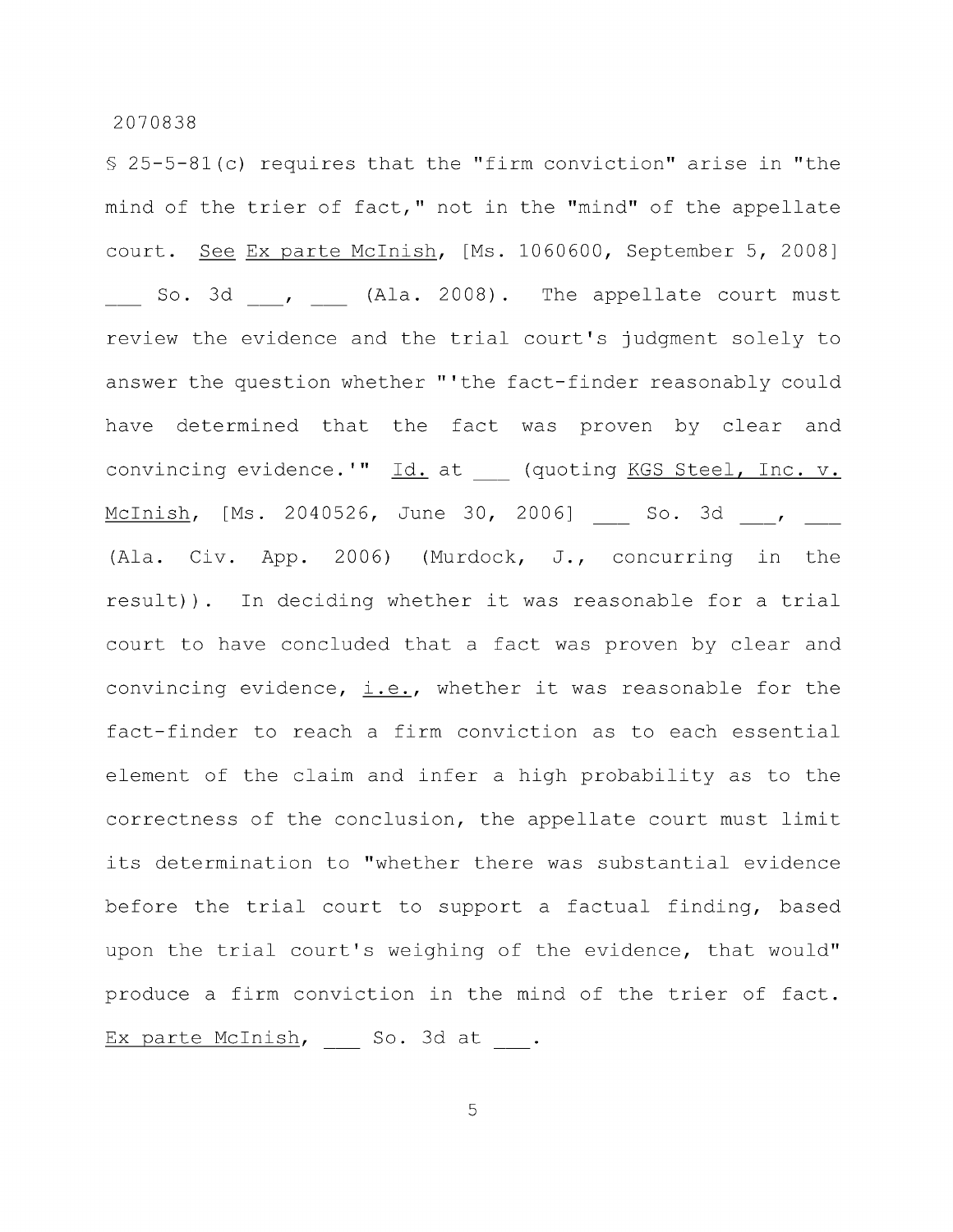§ 25-5-81(c) requires that the "firm conviction" arise in "the mind of the trier of fact," not in the "mind" of the appellate court. See Ex parte McInish, [Ms. 1060600, September 5, 2008] ___ So. 3d ___, ___ (Ala. 2008). The appellate court must review the evidence and the trial court's judgment solely to answer the question whether "'the fact-finder reasonably could have determined that the fact was proven by clear and convincing evidence.'" Id. at ___ (quoting KGS Steel, Inc. v. McInish, [Ms. 2040526, June 30, 2006] ___ So. 3d ___, ___ (Ala. Civ. App. 2006) (Murdock, J., concurring in the result)). In deciding whether it was reasonable for a trial court to have concluded that a fact was proven by clear and convincing evidence, i.e., whether it was reasonable for the fact-finder to reach a firm conviction as to each essential element of the claim and infer a high probability as to the correctness of the conclusion, the appellate court must limit its determination to "whether there was substantial evidence before the trial court to support a factual finding, based upon the trial court's weighing of the evidence, that would" produce a firm conviction in the mind of the trier of fact. Ex parte McInish, ___ So. 3d at ___.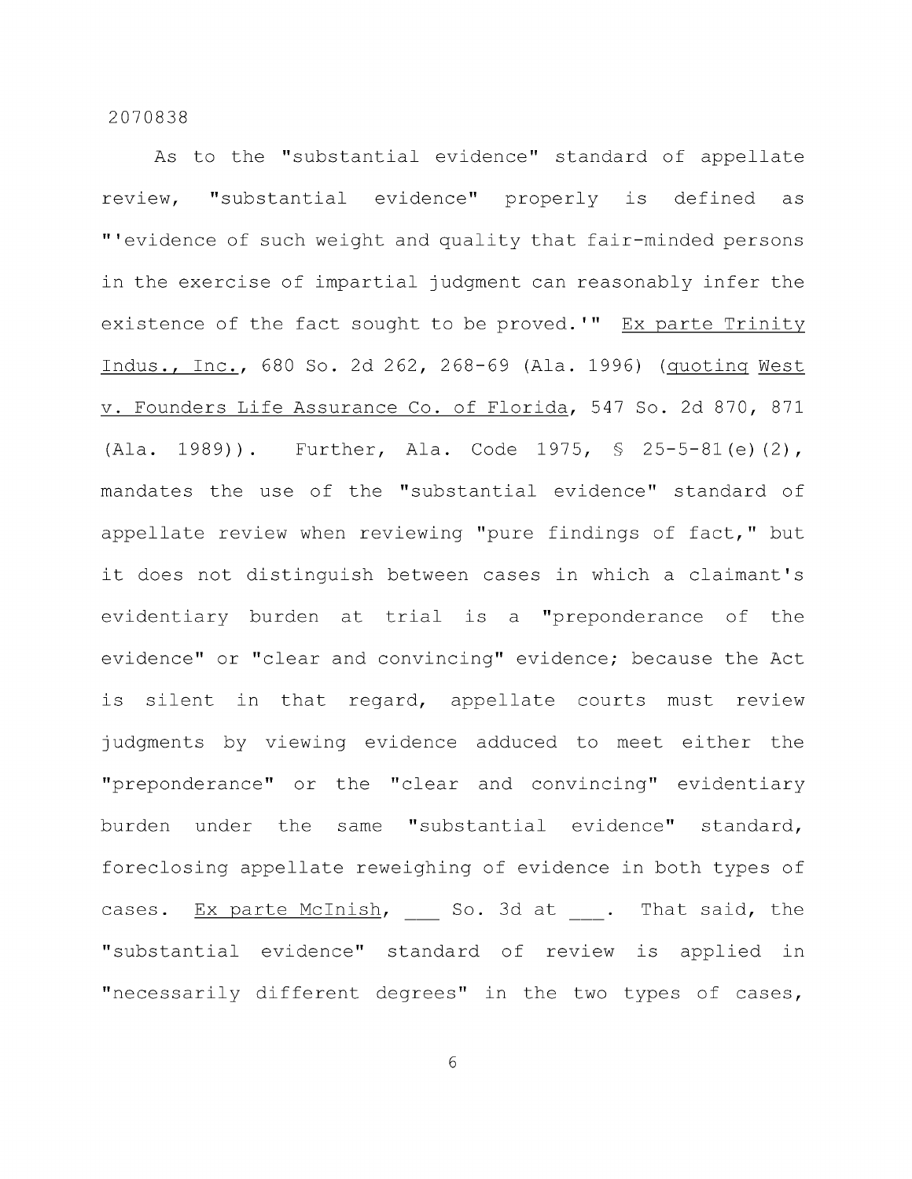As to the "substantial evidence" standard of appellate review, "substantial evidence" properly is defined as "'evidence of such weight and quality that fair-minded persons in the exercise of impartial judgment can reasonably infer the existence of the fact sought to be proved.'" Ex parte Trinity Indus., Inc., 680 So. 2d 262, 268-69 (Ala. 1996) (quoting West v. Founders Life Assurance Co. of Florida, 547 So. 2d 870, 871 (Ala. 1989)). Further, Ala. Code 1975, § 25-5-81(e)(2), mandates the use of the "substantial evidence" standard of appellate review when reviewing "pure findings of fact," but it does not distinguish between cases in which a claimant's evidentiary burden at trial is a "preponderance of the evidence" or "clear and convincing" evidence; because the Act is silent in that regard, appellate courts must review judgments by viewing evidence adduced to meet either the "preponderance" or the "clear and convincing" evidentiary burden under the same "substantial evidence" standard, foreclosing appellate reweighing of evidence in both types of cases. Ex parte McInish, ___ So. 3d at ___. That said, the "substantial evidence" standard of review is applied in "necessarily different degrees" in the two types of cases,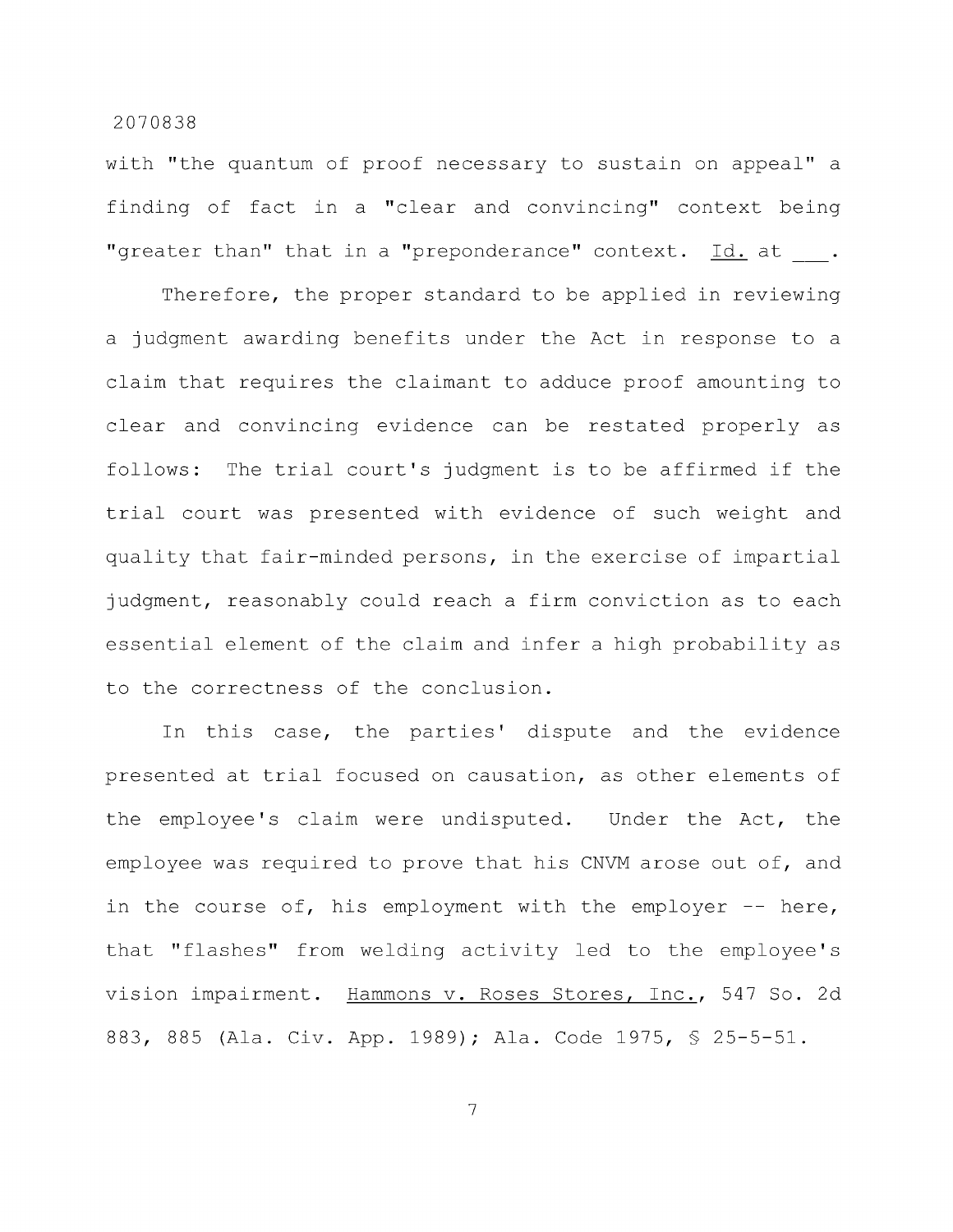with "the quantum of proof necessary to sustain on appeal" a finding of fact in a "clear and convincing" context being "greater than" that in a "preponderance" context. Id. at ___.

Therefore, the proper standard to be applied in reviewing a judgment awarding benefits under the Act in response to a claim that requires the claimant to adduce proof amounting to clear and convincing evidence can be restated properly as follows: The trial court's judgment is to be affirmed if the trial court was presented with evidence of such weight and quality that fair-minded persons, in the exercise of impartial judgment, reasonably could reach a firm conviction as to each essential element of the claim and infer a high probability as to the correctness of the conclusion.

In this case, the parties' dispute and the evidence presented at trial focused on causation, as other elements of the employee's claim were undisputed. Under the Act, the employee was required to prove that his CNVM arose out of, and in the course of, his employment with the employer -- here, that "flashes" from welding activity led to the employee's vision impairment. Hammons v. Roses Stores, Inc., 547 So. 2d 883, 885 (Ala. Civ. App. 1989); Ala. Code 1975, § 25-5-51.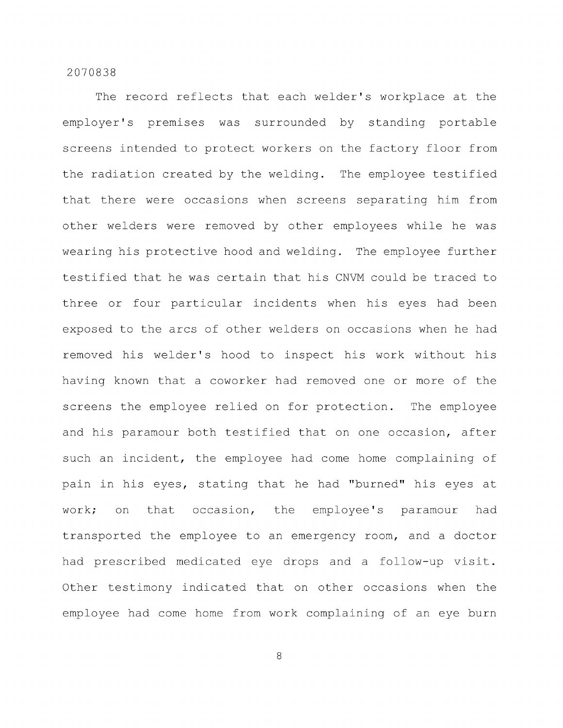The record reflects that each welder's workplace at the employer's premises was surrounded by standing portable screens intended to protect workers on the factory floor from the radiation created by the welding. The employee testified that there were occasions when screens separating him from other welders were removed by other employees while he was wearing his protective hood and welding. The employee further testified that he was certain that his CNVM could be traced to three or four particular incidents when his eyes had been exposed to the arcs of other welders on occasions when he had removed his welder's hood to inspect his work without his having known that a coworker had removed one or more of the screens the employee relied on for protection. The employee and his paramour both testified that on one occasion, after such an incident, the employee had come home complaining of pain in his eyes, stating that he had "burned" his eyes at work; on that occasion, the employee's paramour had transported the employee to an emergency room, and a doctor had prescribed medicated eye drops and a follow-up visit. Other testimony indicated that on other occasions when the employee had come home from work complaining of an eye burn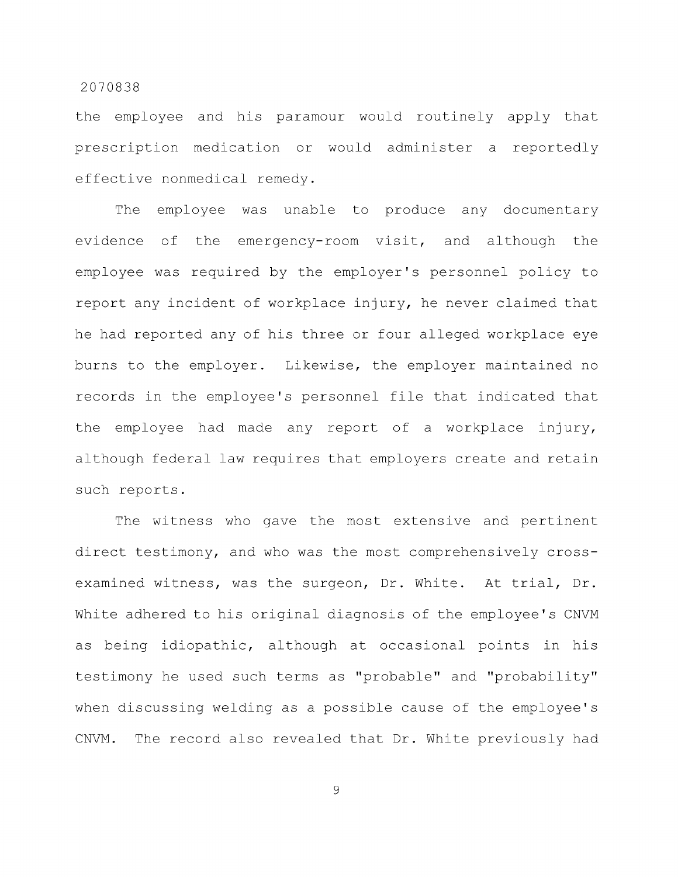the employee and his paramour would routinely apply that prescription medication or would administer a reportedly effective nonmedical remedy.

The employee was unable to produce any documentary evidence of the emergency-room visit, and although the employee was required by the employer's personnel policy to report any incident of workplace injury, he never claimed that he had reported any of his three or four alleged workplace eye burns to the employer. Likewise, the employer maintained no records in the employee's personnel file that indicated that the employee had made any report of a workplace injury, although federal law requires that employers create and retain such reports.

The witness who gave the most extensive and pertinent direct testimony, and who was the most comprehensively cross-examined witness, was the surgeon, Dr. White. At trial, Dr. White adhered to his original diagnosis of the employee's CNVM as being idiopathic, although at occasional points in his testimony he used such terms as "probable" and "probability" when discussing welding as a possible cause of the employee's CNVM. The record also revealed that Dr. White previously had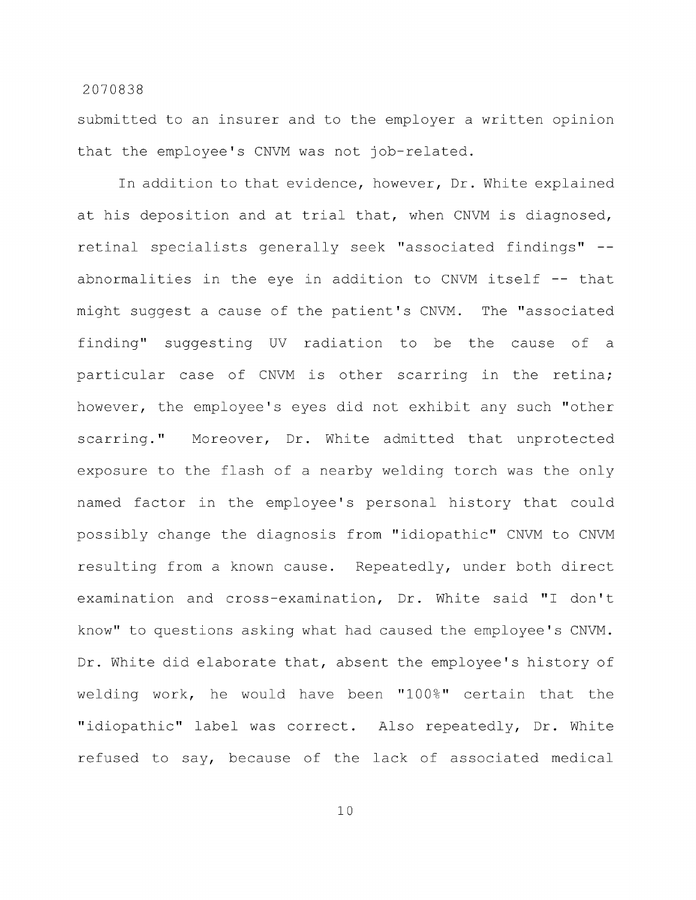submitted to an insurer and to the employer a written opinion that the employee's CNVM was not job-related.

In addition to that evidence, however, Dr. White explained at his deposition and at trial that, when CNVM is diagnosed, retinal specialists generally seek "associated findings" -- abnormalities in the eye in addition to CNVM itself -- that might suggest a cause of the patient's CNVM. The "associated finding" suggesting UV radiation to be the cause of a particular case of CNVM is other scarring in the retina; however, the employee's eyes did not exhibit any such "other scarring." Moreover, Dr. White admitted that unprotected exposure to the flash of a nearby welding torch was the only named factor in the employee's personal history that could possibly change the diagnosis from "idiopathic" CNVM to CNVM resulting from a known cause. Repeatedly, under both direct examination and cross-examination, Dr. White said "I don't know" to questions asking what had caused the employee's CNVM. Dr. White did elaborate that, absent the employee's history of welding work, he would have been "100%" certain that the "idiopathic" label was correct. Also repeatedly, Dr. White refused to say, because of the lack of associated medical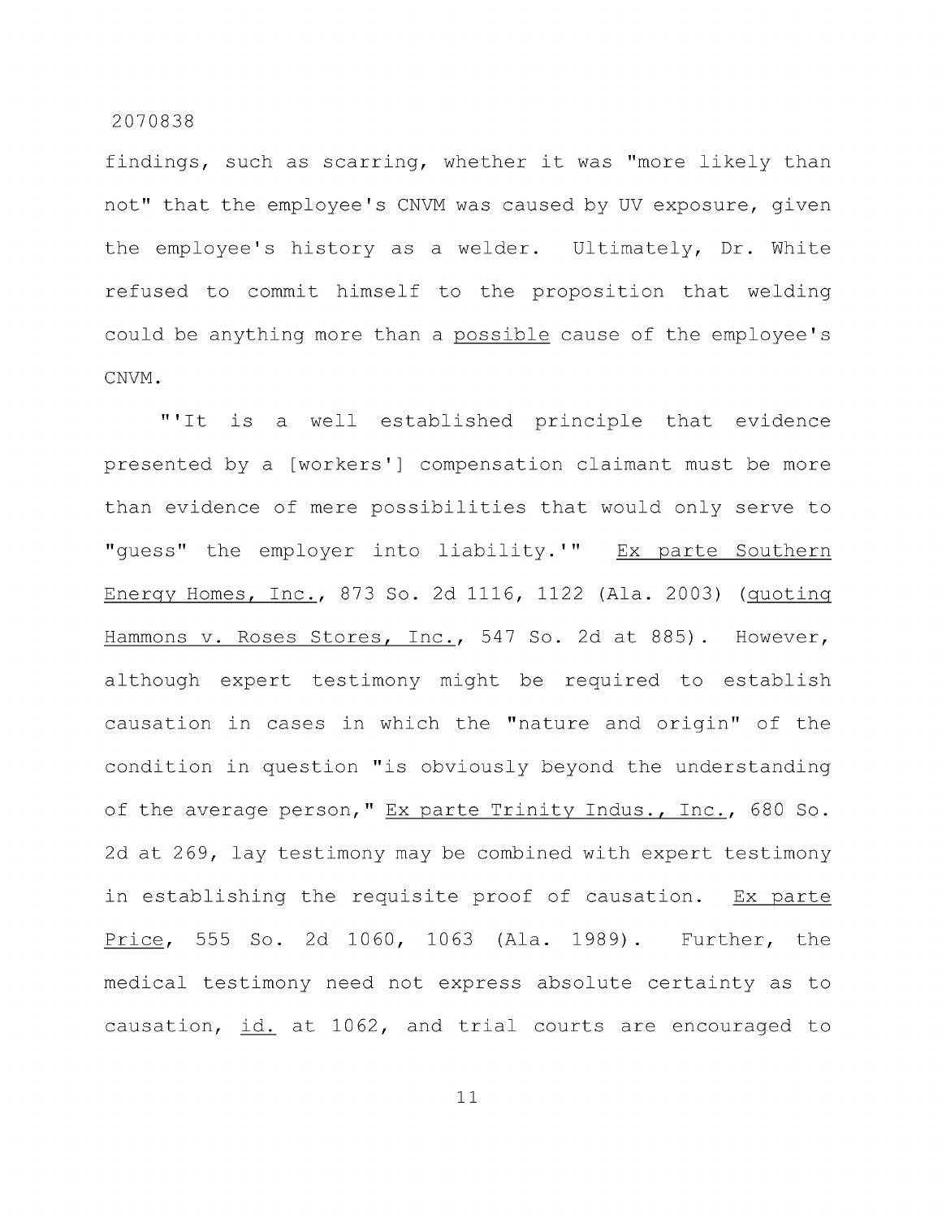findings, such as scarring, whether it was "more likely than not" that the employee's CNVM was caused by UV exposure, given the employee's history as a welder. Ultimately, Dr. White refused to commit himself to the proposition that welding could be anything more than a possible cause of the employee's CNVM.

"'It is a well established principle that evidence presented by a [workers'] compensation claimant must be more than evidence of mere possibilities that would only serve to "guess" the employer into liability.'" Ex parte Southern Energy Homes, Inc., 873 So. 2d 1116, 1122 (Ala. 2003) (quoting Hammons v. Roses Stores, Inc., 547 So. 2d at 885). However, although expert testimony might be required to establish causation in cases in which the "nature and origin" of the condition in question "is obviously beyond the understanding of the average person," Ex parte Trinity Indus., Inc., 680 So. 2d at 269, lay testimony may be combined with expert testimony in establishing the requisite proof of causation. Ex parte Price, 555 So. 2d 1060, 1063 (Ala. 1989). Further, the medical testimony need not express absolute certainty as to causation, id. at 1062, and trial courts are encouraged to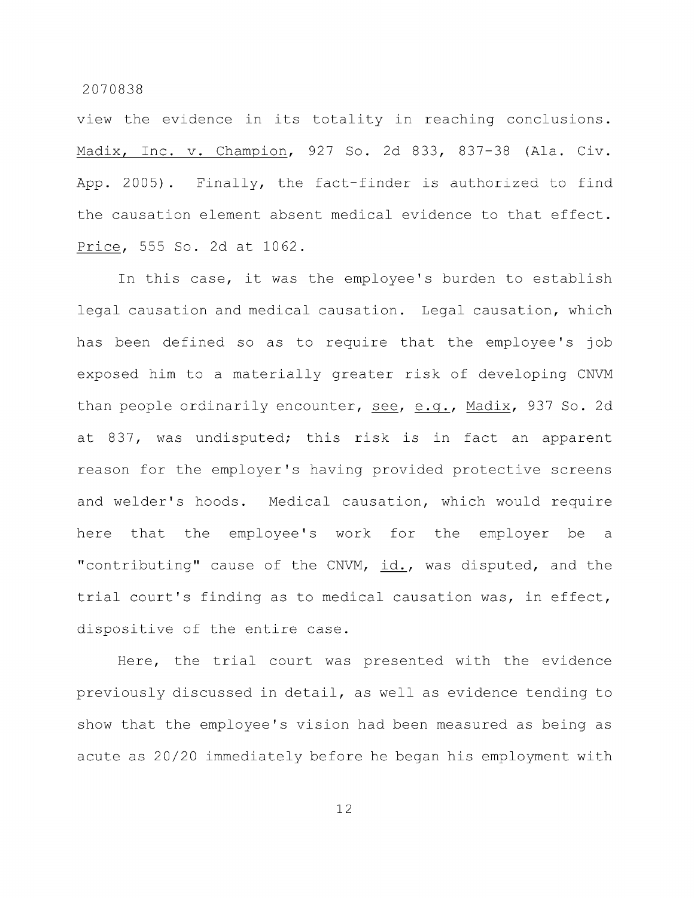view the evidence in its totality in reaching conclusions. Madix, Inc. v. Champion, 927 So. 2d 833, 837-38 (Ala. Civ. App. 2005). Finally, the fact-finder is authorized to find the causation element absent medical evidence to that effect. Price, 555 So. 2d at 1062.

In this case, it was the employee's burden to establish legal causation and medical causation. Legal causation, which has been defined so as to require that the employee's job exposed him to a materially greater risk of developing CNVM than people ordinarily encounter, see, e.g., Madix, 937 So. 2d at 837, was undisputed; this risk is in fact an apparent reason for the employer's having provided protective screens and welder's hoods. Medical causation, which would require here that the employee's work for the employer be a "contributing" cause of the CNVM, id., was disputed, and the trial court's finding as to medical causation was, in effect, dispositive of the entire case.

Here, the trial court was presented with the evidence previously discussed in detail, as well as evidence tending to show that the employee's vision had been measured as being as acute as 20/20 immediately before he began his employment with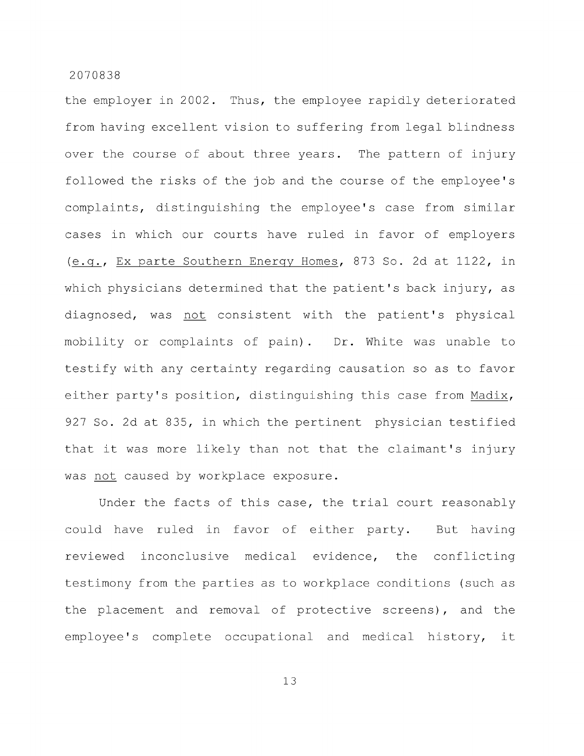the employer in 2002. Thus, the employee rapidly deteriorated from having excellent vision to suffering from legal blindness over the course of about three years. The pattern of injury followed the risks of the job and the course of the employee's complaints, distinguishing the employee's case from similar cases in which our courts have ruled in favor of employers (e.g., Ex parte Southern Energy Homes, 873 So. 2d at 1122, in which physicians determined that the patient's back injury, as diagnosed, was not consistent with the patient's physical mobility or complaints of pain). Dr. White was unable to testify with any certainty regarding causation so as to favor either party's position, distinguishing this case from Madix, 927 So. 2d at 835, in which the pertinent physician testified that it was more likely than not that the claimant's injury was not caused by workplace exposure.

Under the facts of this case, the trial court reasonably could have ruled in favor of either party. But having reviewed inconclusive medical evidence, the conflicting testimony from the parties as to workplace conditions (such as the placement and removal of protective screens), and the employee's complete occupational and medical history, it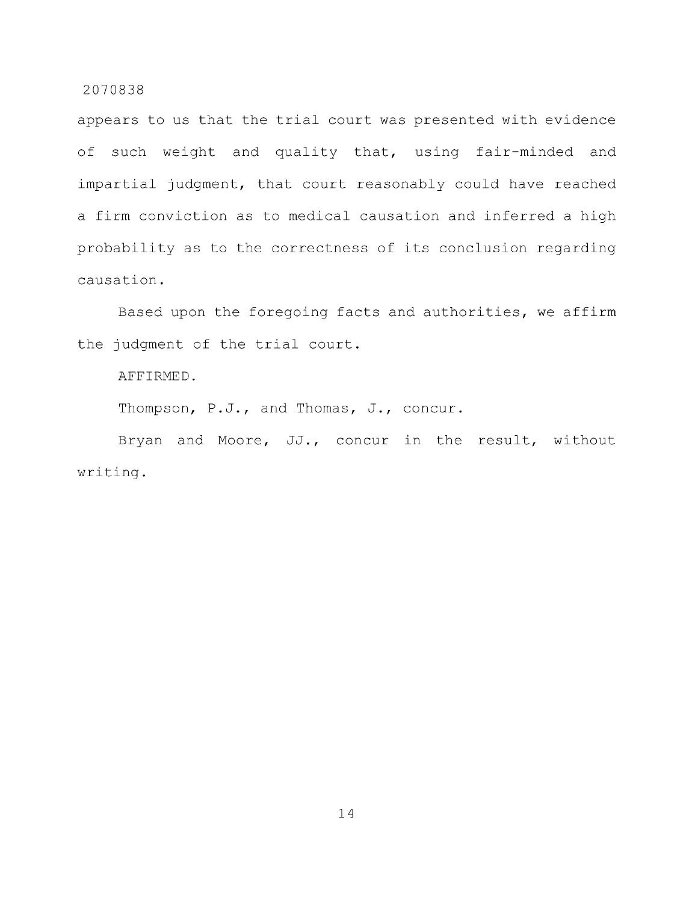appears to us that the trial court was presented with evidence of such weight and quality that, using fair-minded and impartial judgment, that court reasonably could have reached a firm conviction as to medical causation and inferred a high probability as to the correctness of its conclusion regarding causation.

Based upon the foregoing facts and authorities, we affirm the judgment of the trial court.

AFFIRMED.

Thompson, P.J., and Thomas, J., concur.

Bryan and Moore, JJ., concur in the result, without writing.